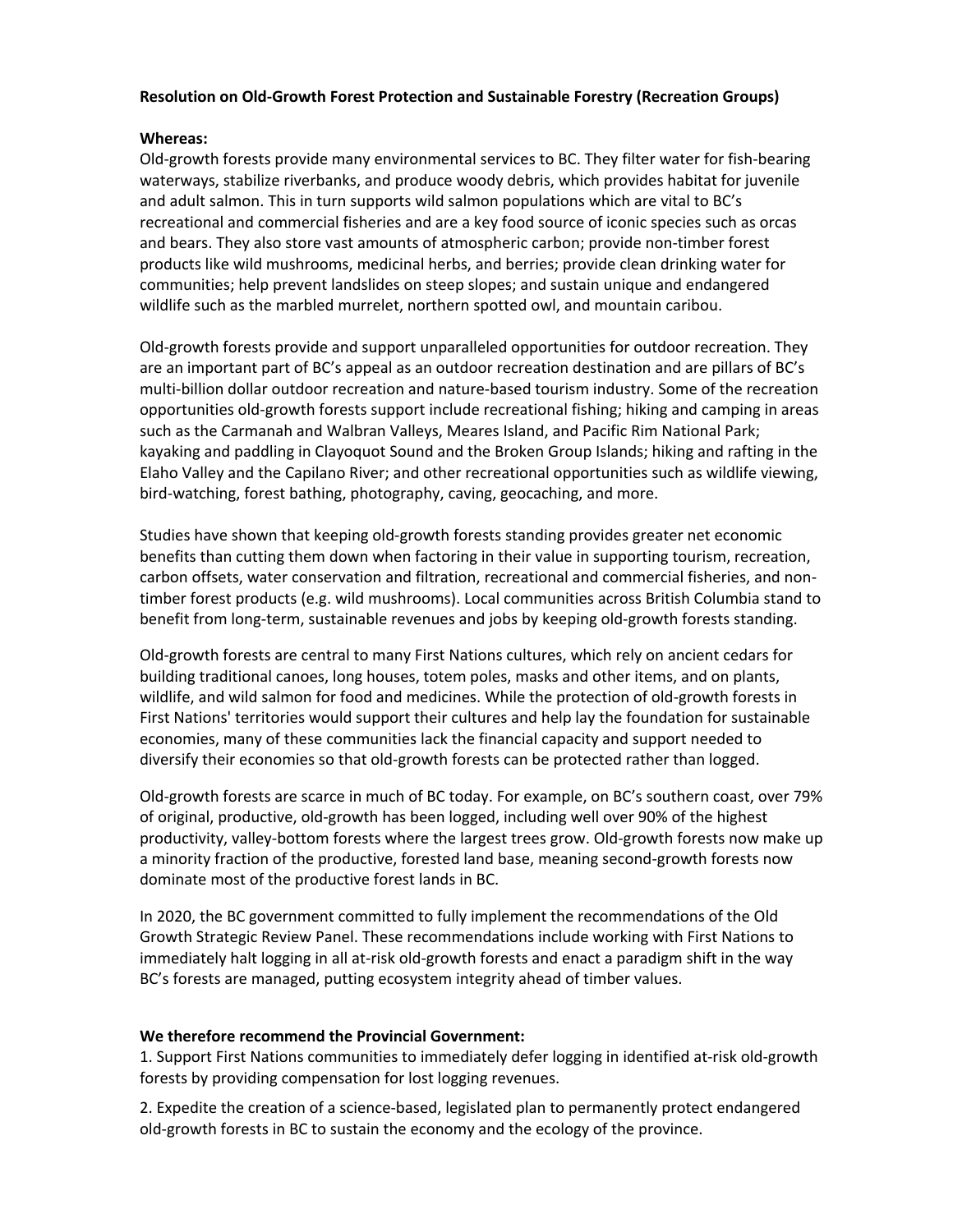**Resolution on Old-Growth Forest Protection and Sustainable Forestry (Recreation Groups)**

**Whereas:**

Old-growth forests provide many environmental services to BC. They filter water for fish-bearing waterways, stabilize riverbanks, and produce woody debris, which provides habitat for juvenile and adult salmon. This in turn supports wild salmon populations which are vital to BC's recreational and commercial fisheries and are a key food source of iconic species such as orcas and bears. They also store vast amounts of atmospheric carbon; provide non-timber forest products like wild mushrooms, medicinal herbs, and berries; provide clean drinking water for communities; help prevent landslides on steep slopes; and sustain unique and endangered wildlife such as the marbled murrelet, northern spotted owl, and mountain caribou.

Old-growth forests provide and support unparalleled opportunities for outdoor recreation. They are an important part of BC's appeal as an outdoor recreation destination and are pillars of BC's multi-billion dollar outdoor recreation and nature-based tourism industry. Some of the recreation opportunities old-growth forests support include recreational fishing; hiking and camping in areas such as the Carmanah and Walbran Valleys, Meares Island, and Pacific Rim National Park; kayaking and paddling in Clayoquot Sound and the Broken Group Islands; hiking and rafting in the Elaho Valley and the Capilano River; and other recreational opportunities such as wildlife viewing, bird-watching, forest bathing, photography, caving, geocaching, and more.

Studies have shown that keeping old-growth forests standing provides greater net economic benefits than cutting them down when factoring in their value in supporting tourism, recreation, carbon offsets, water conservation and filtration, recreational and commercial fisheries, and non-timber forest products (e.g. wild mushrooms). Local communities across British Columbia stand to benefit from long-term, sustainable revenues and jobs by keeping old-growth forests standing.

Old-growth forests are central to many First Nations cultures, which rely on ancient cedars for building traditional canoes, long houses, totem poles, masks and other items, and on plants, wildlife, and wild salmon for food and medicines. While the protection of old-growth forests in First Nations' territories would support their cultures and help lay the foundation for sustainable economies, many of these communities lack the financial capacity and support needed to diversify their economies so that old-growth forests can be protected rather than logged.

Old-growth forests are scarce in much of BC today. For example, on BC's southern coast, over 79% of original, productive, old-growth has been logged, including well over 90% of the highest productivity, valley-bottom forests where the largest trees grow. Old-growth forests now make up a minority fraction of the productive, forested land base, meaning second-growth forests now dominate most of the productive forest lands in BC.

In 2020, the BC government committed to fully implement the recommendations of the Old Growth Strategic Review Panel. These recommendations include working with First Nations to immediately halt logging in all at-risk old-growth forests and enact a paradigm shift in the way BC's forests are managed, putting ecosystem integrity ahead of timber values.

**We therefore recommend the Provincial Government:**

1. Support First Nations communities to immediately defer logging in identified at-risk old-growth forests by providing compensation for lost logging revenues.

2. Expedite the creation of a science-based, legislated plan to permanently protect endangered old-growth forests in BC to sustain the economy and the ecology of the province.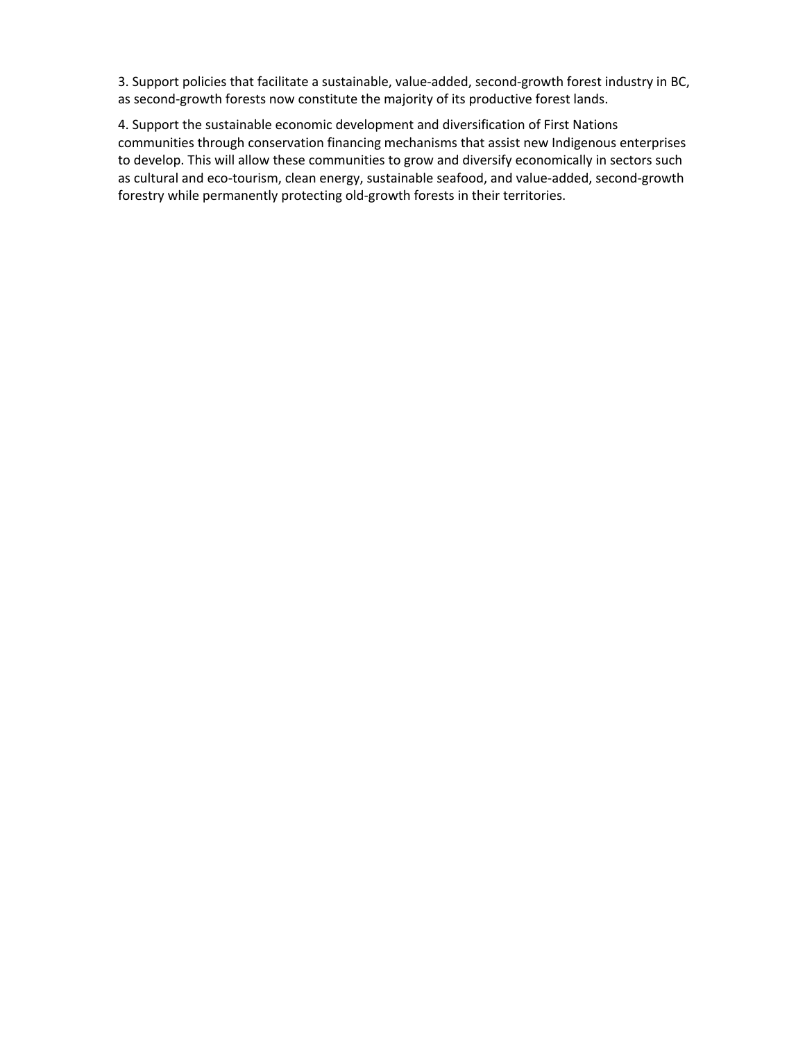3. Support policies that facilitate a sustainable, value-added, second-growth forest industry in BC, as second-growth forests now constitute the majority of its productive forest lands.

4. Support the sustainable economic development and diversification of First Nations communities through conservation financing mechanisms that assist new Indigenous enterprises to develop. This will allow these communities to grow and diversify economically in sectors such as cultural and eco-tourism, clean energy, sustainable seafood, and value-added, second-growth forestry while permanently protecting old-growth forests in their territories.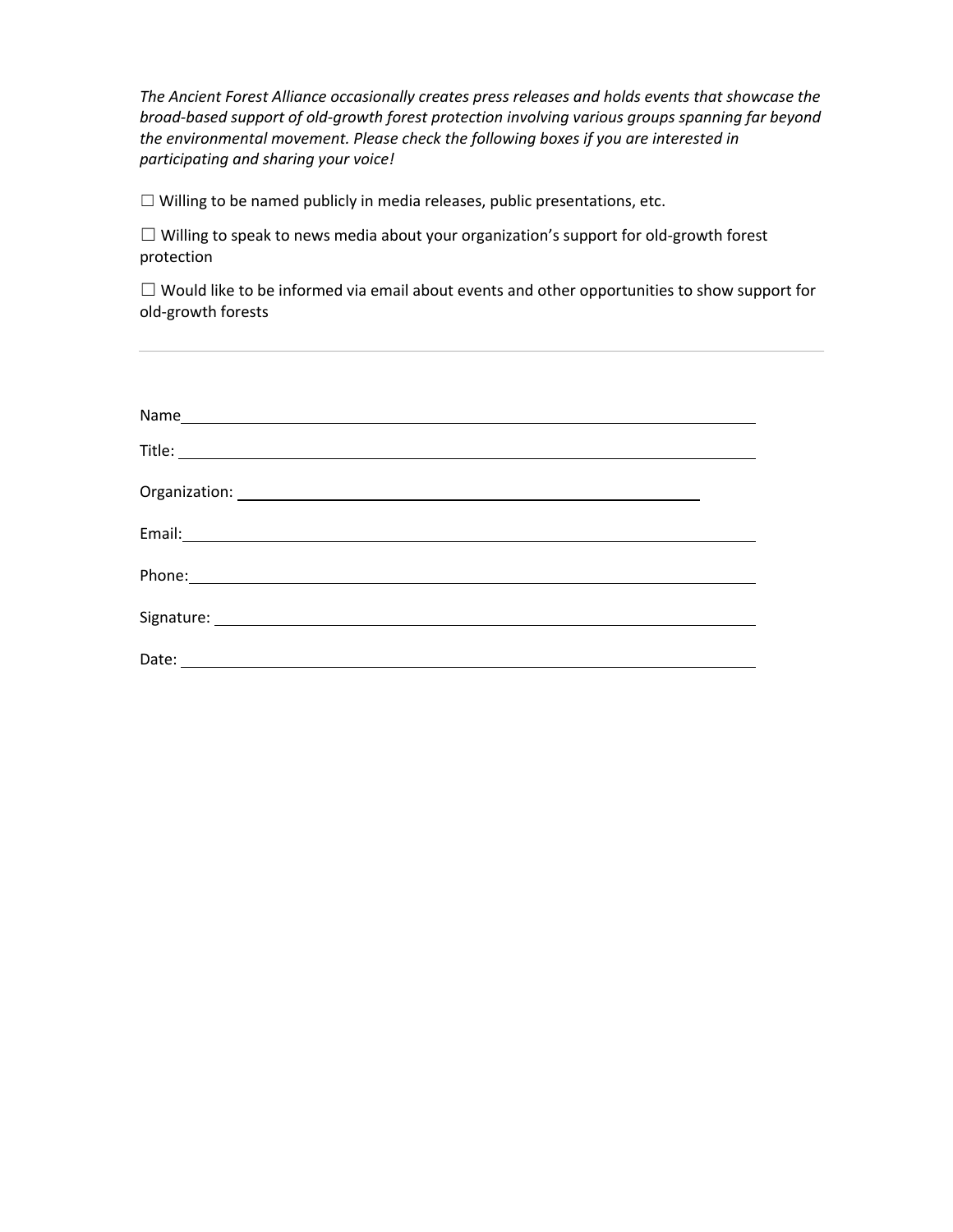*The Ancient Forest Alliance occasionally creates press releases and holds events that showcase the broad-based support of old-growth forest protection involving various groups spanning far beyond the environmental movement. Please check the following boxes if you are interested in participating and sharing your voice!*

☐ Willing to be named publicly in media releases, public presentations, etc.

☐ Willing to speak to news media about your organization's support for old-growth forest protection

☐ Would like to be informed via email about events and other opportunities to show support for old-growth forests

---

Name\_\_\_\_\_\_\_\_\_\_\_\_\_\_\_\_\_\_\_\_\_\_\_\_\_\_\_\_\_\_\_\_\_\_\_\_\_\_\_\_\_\_\_\_\_\_\_\_\_\_\_\_\_\_\_\_\_\_\_\_

Title: \_\_\_\_\_\_\_\_\_\_\_\_\_\_\_\_\_\_\_\_\_\_\_\_\_\_\_\_\_\_\_\_\_\_\_\_\_\_\_\_\_\_\_\_\_\_\_\_\_\_\_\_\_\_\_\_\_\_\_\_

Organization: \_\_\_\_\_\_\_\_\_\_\_\_\_\_\_\_\_\_\_\_\_\_\_\_\_\_\_\_\_\_\_\_\_\_\_\_\_\_\_\_\_\_\_\_\_\_\_\_

Email:\_\_\_\_\_\_\_\_\_\_\_\_\_\_\_\_\_\_\_\_\_\_\_\_\_\_\_\_\_\_\_\_\_\_\_\_\_\_\_\_\_\_\_\_\_\_\_\_\_\_\_\_\_\_\_\_\_\_\_

Phone:\_\_\_\_\_\_\_\_\_\_\_\_\_\_\_\_\_\_\_\_\_\_\_\_\_\_\_\_\_\_\_\_\_\_\_\_\_\_\_\_\_\_\_\_\_\_\_\_\_\_\_\_\_\_\_\_\_\_

Signature: \_\_\_\_\_\_\_\_\_\_\_\_\_\_\_\_\_\_\_\_\_\_\_\_\_\_\_\_\_\_\_\_\_\_\_\_\_\_\_\_\_\_\_\_\_\_\_\_\_\_\_\_\_\_

Date: \_\_\_\_\_\_\_\_\_\_\_\_\_\_\_\_\_\_\_\_\_\_\_\_\_\_\_\_\_\_\_\_\_\_\_\_\_\_\_\_\_\_\_\_\_\_\_\_\_\_\_\_\_\_\_\_\_\_\_\_